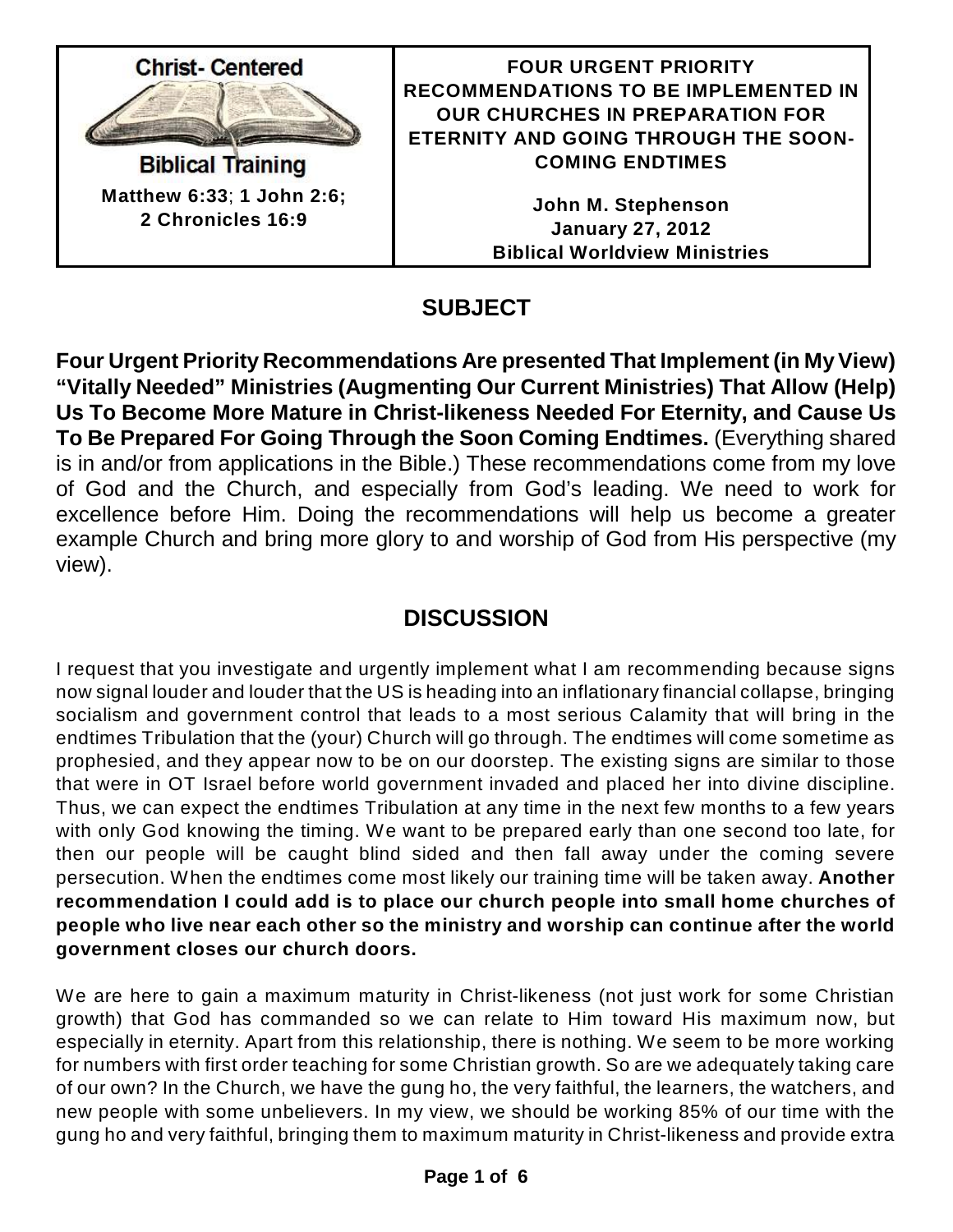**Christ- Centered**

**Biblical Training**

**Matthew 6:33**; **1 John 2:6; 2 Chronicles 16:9**

# FOUR URGENT PRIORITY RECOMMENDATIONS TO BE IMPLEMENTED IN OUR CHURCHES IN PREPARATION FOR ETERNITY AND GOING THROUGH THE SOON-COMING ENDTIMES

**John M. Stephenson**
**January 27, 2012**
**Biblical Worldview Ministries**

## SUBJECT

**Four Urgent Priority Recommendations Are presented That Implement (in My View) "Vitally Needed" Ministries (Augmenting Our Current Ministries) That Allow (Help) Us To Become More Mature in Christ-likeness Needed For Eternity, and Cause Us To Be Prepared For Going Through the Soon Coming Endtimes.** (Everything shared is in and/or from applications in the Bible.) These recommendations come from my love of God and the Church, and especially from God's leading. We need to work for excellence before Him. Doing the recommendations will help us become a greater example Church and bring more glory to and worship of God from His perspective (my view).

## DISCUSSION

I request that you investigate and urgently implement what I am recommending because signs now signal louder and louder that the US is heading into an inflationary financial collapse, bringing socialism and government control that leads to a most serious Calamity that will bring in the endtimes Tribulation that the (your) Church will go through. The endtimes will come sometime as prophesied, and they appear now to be on our doorstep. The existing signs are similar to those that were in OT Israel before world government invaded and placed her into divine discipline. Thus, we can expect the endtimes Tribulation at any time in the next few months to a few years with only God knowing the timing. We want to be prepared early than one second too late, for then our people will be caught blind sided and then fall away under the coming severe persecution. When the endtimes come most likely our training time will be taken away. **Another recommendation I could add is to place our church people into small home churches of people who live near each other so the ministry and worship can continue after the world government closes our church doors.**

We are here to gain a maximum maturity in Christ-likeness (not just work for some Christian growth) that God has commanded so we can relate to Him toward His maximum now, but especially in eternity. Apart from this relationship, there is nothing. We seem to be more working for numbers with first order teaching for some Christian growth. So are we adequately taking care of our own? In the Church, we have the gung ho, the very faithful, the learners, the watchers, and new people with some unbelievers. In my view, we should be working 85% of our time with the gung ho and very faithful, bringing them to maximum maturity in Christ-likeness and provide extra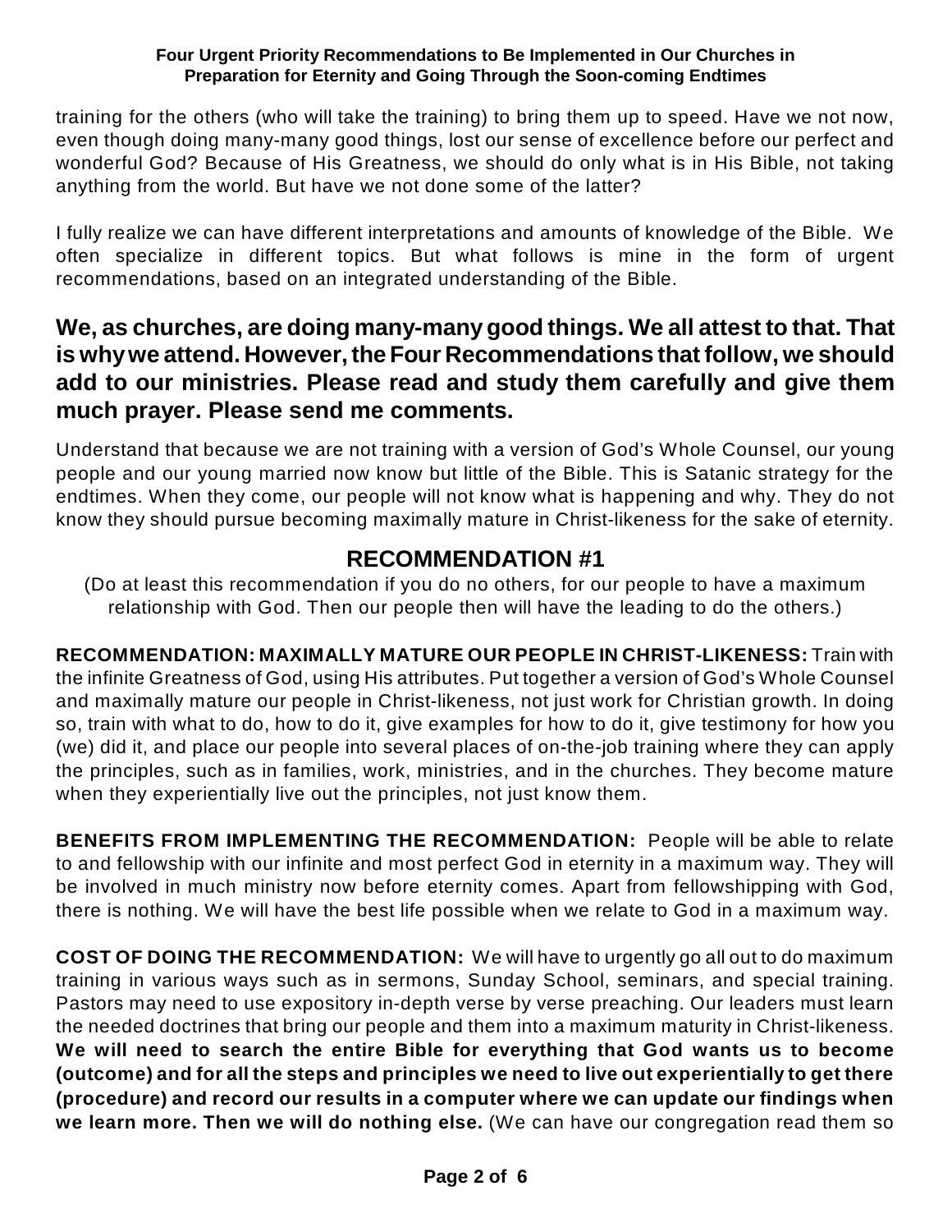training for the others (who will take the training) to bring them up to speed. Have we not now, even though doing many-many good things, lost our sense of excellence before our perfect and wonderful God? Because of His Greatness, we should do only what is in His Bible, not taking anything from the world. But have we not done some of the latter?

I fully realize we can have different interpretations and amounts of knowledge of the Bible. We often specialize in different topics. But what follows is mine in the form of urgent recommendations, based on an integrated understanding of the Bible.

## We, as churches, are doing many-many good things. We all attest to that. That is why we attend. However, the Four Recommendations that follow, we should add to our ministries. Please read and study them carefully and give them much prayer. Please send me comments.

Understand that because we are not training with a version of God's Whole Counsel, our young people and our young married now know but little of the Bible. This is Satanic strategy for the endtimes. When they come, our people will not know what is happening and why. They do not know they should pursue becoming maximally mature in Christ-likeness for the sake of eternity.

## RECOMMENDATION #1

(Do at least this recommendation if you do no others, for our people to have a maximum relationship with God. Then our people then will have the leading to do the others.)

**RECOMMENDATION: MAXIMALLY MATURE OUR PEOPLE IN CHRIST-LIKENESS:** Train with the infinite Greatness of God, using His attributes. Put together a version of God's Whole Counsel and maximally mature our people in Christ-likeness, not just work for Christian growth. In doing so, train with what to do, how to do it, give examples for how to do it, give testimony for how you (we) did it, and place our people into several places of on-the-job training where they can apply the principles, such as in families, work, ministries, and in the churches. They become mature when they experientially live out the principles, not just know them.

**BENEFITS FROM IMPLEMENTING THE RECOMMENDATION:** People will be able to relate to and fellowship with our infinite and most perfect God in eternity in a maximum way. They will be involved in much ministry now before eternity comes. Apart from fellowshipping with God, there is nothing. We will have the best life possible when we relate to God in a maximum way.

**COST OF DOING THE RECOMMENDATION:** We will have to urgently go all out to do maximum training in various ways such as in sermons, Sunday School, seminars, and special training. Pastors may need to use expository in-depth verse by verse preaching. Our leaders must learn the needed doctrines that bring our people and them into a maximum maturity in Christ-likeness. **We will need to search the entire Bible for everything that God wants us to become (outcome) and for all the steps and principles we need to live out experientially to get there (procedure) and record our results in a computer where we can update our findings when we learn more. Then we will do nothing else.** (We can have our congregation read them so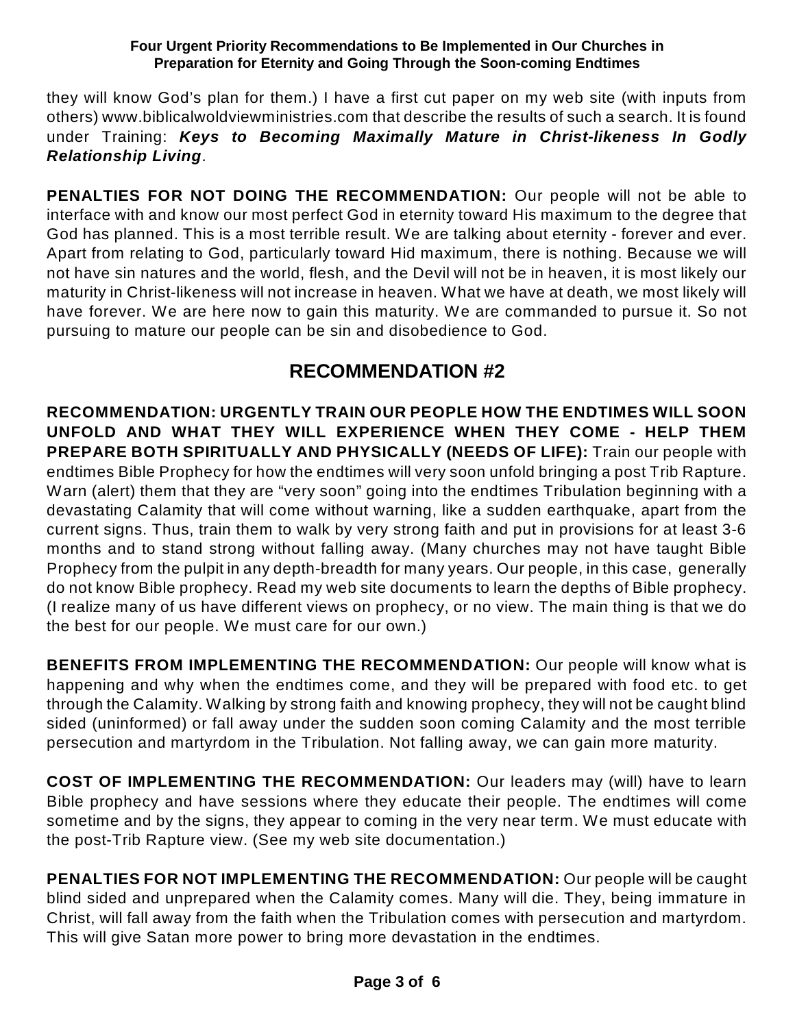they will know God's plan for them.) I have a first cut paper on my web site (with inputs from others) www.biblicalwoldviewministries.com that describe the results of such a search. It is found under Training: ***Keys to Becoming Maximally Mature in Christ-likeness In Godly Relationship Living***.

**PENALTIES FOR NOT DOING THE RECOMMENDATION:** Our people will not be able to interface with and know our most perfect God in eternity toward His maximum to the degree that God has planned. This is a most terrible result. We are talking about eternity - forever and ever. Apart from relating to God, particularly toward Hid maximum, there is nothing. Because we will not have sin natures and the world, flesh, and the Devil will not be in heaven, it is most likely our maturity in Christ-likeness will not increase in heaven. What we have at death, we most likely will have forever. We are here now to gain this maturity. We are commanded to pursue it. So not pursuing to mature our people can be sin and disobedience to God.

## RECOMMENDATION #2

**RECOMMENDATION: URGENTLY TRAIN OUR PEOPLE HOW THE ENDTIMES WILL SOON UNFOLD AND WHAT THEY WILL EXPERIENCE WHEN THEY COME - HELP THEM PREPARE BOTH SPIRITUALLY AND PHYSICALLY (NEEDS OF LIFE):** Train our people with endtimes Bible Prophecy for how the endtimes will very soon unfold bringing a post Trib Rapture. Warn (alert) them that they are "very soon" going into the endtimes Tribulation beginning with a devastating Calamity that will come without warning, like a sudden earthquake, apart from the current signs. Thus, train them to walk by very strong faith and put in provisions for at least 3-6 months and to stand strong without falling away. (Many churches may not have taught Bible Prophecy from the pulpit in any depth-breadth for many years. Our people, in this case, generally do not know Bible prophecy. Read my web site documents to learn the depths of Bible prophecy. (I realize many of us have different views on prophecy, or no view. The main thing is that we do the best for our people. We must care for our own.)

**BENEFITS FROM IMPLEMENTING THE RECOMMENDATION:** Our people will know what is happening and why when the endtimes come, and they will be prepared with food etc. to get through the Calamity. Walking by strong faith and knowing prophecy, they will not be caught blind sided (uninformed) or fall away under the sudden soon coming Calamity and the most terrible persecution and martyrdom in the Tribulation. Not falling away, we can gain more maturity.

**COST OF IMPLEMENTING THE RECOMMENDATION:** Our leaders may (will) have to learn Bible prophecy and have sessions where they educate their people. The endtimes will come sometime and by the signs, they appear to coming in the very near term. We must educate with the post-Trib Rapture view. (See my web site documentation.)

**PENALTIES FOR NOT IMPLEMENTING THE RECOMMENDATION:** Our people will be caught blind sided and unprepared when the Calamity comes. Many will die. They, being immature in Christ, will fall away from the faith when the Tribulation comes with persecution and martyrdom. This will give Satan more power to bring more devastation in the endtimes.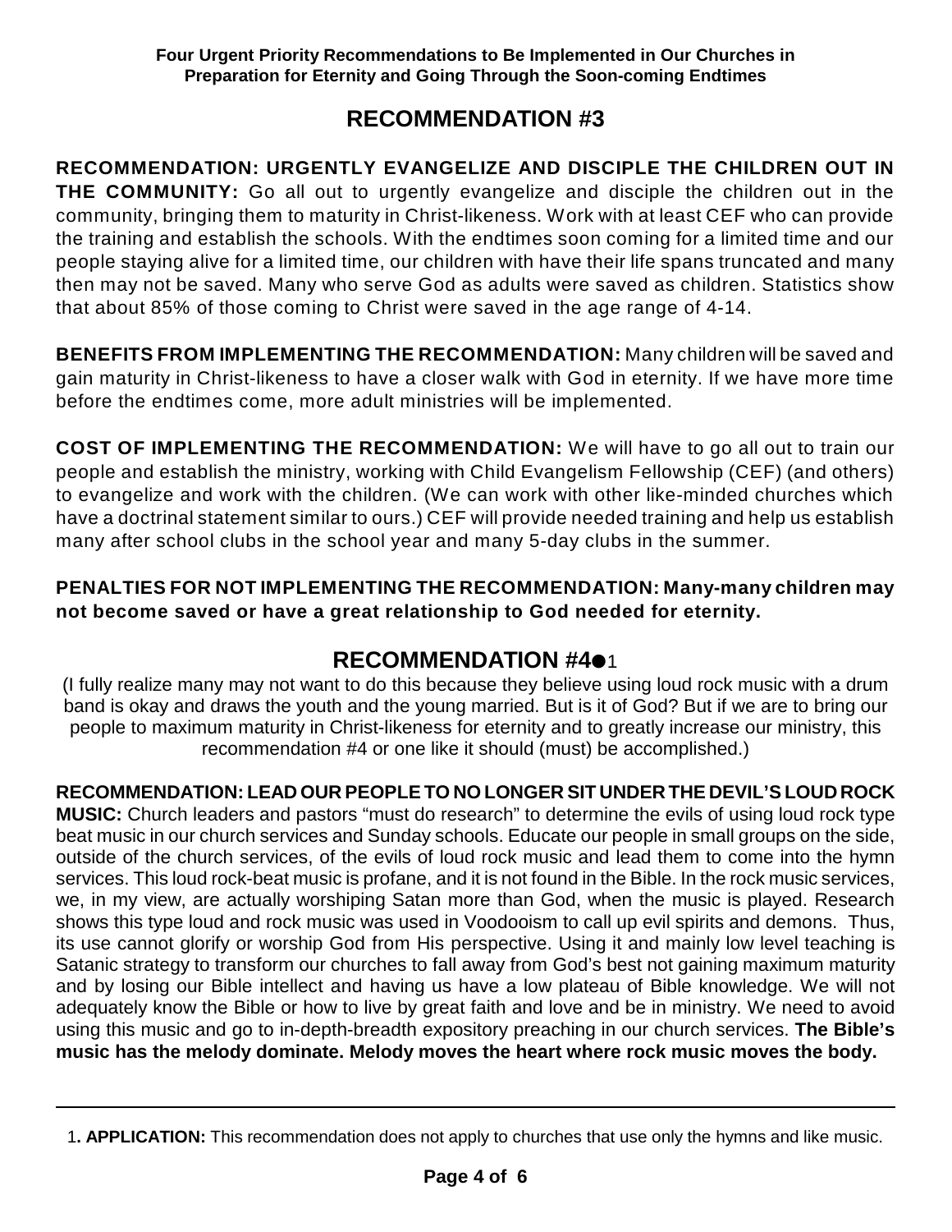## RECOMMENDATION #3

**RECOMMENDATION: URGENTLY EVANGELIZE AND DISCIPLE THE CHILDREN OUT IN THE COMMUNITY:** Go all out to urgently evangelize and disciple the children out in the community, bringing them to maturity in Christ-likeness. Work with at least CEF who can provide the training and establish the schools. With the endtimes soon coming for a limited time and our people staying alive for a limited time, our children with have their life spans truncated and many then may not be saved. Many who serve God as adults were saved as children. Statistics show that about 85% of those coming to Christ were saved in the age range of 4-14.

**BENEFITS FROM IMPLEMENTING THE RECOMMENDATION:** Many children will be saved and gain maturity in Christ-likeness to have a closer walk with God in eternity. If we have more time before the endtimes come, more adult ministries will be implemented.

**COST OF IMPLEMENTING THE RECOMMENDATION:** We will have to go all out to train our people and establish the ministry, working with Child Evangelism Fellowship (CEF) (and others) to evangelize and work with the children. (We can work with other like-minded churches which have a doctrinal statement similar to ours.) CEF will provide needed training and help us establish many after school clubs in the school year and many 5-day clubs in the summer.

**PENALTIES FOR NOT IMPLEMENTING THE RECOMMENDATION: Many-many children may not become saved or have a great relationship to God needed for eternity.**

## RECOMMENDATION #4●[1]

(I fully realize many may not want to do this because they believe using loud rock music with a drum band is okay and draws the youth and the young married. But is it of God? But if we are to bring our people to maximum maturity in Christ-likeness for eternity and to greatly increase our ministry, this recommendation #4 or one like it should (must) be accomplished.)

**RECOMMENDATION: LEAD OUR PEOPLE TO NO LONGER SIT UNDER THE DEVIL'S LOUD ROCK MUSIC:** Church leaders and pastors "must do research" to determine the evils of using loud rock type beat music in our church services and Sunday schools. Educate our people in small groups on the side, outside of the church services, of the evils of loud rock music and lead them to come into the hymn services. This loud rock-beat music is profane, and it is not found in the Bible. In the rock music services, we, in my view, are actually worshiping Satan more than God, when the music is played. Research shows this type loud and rock music was used in Voodooism to call up evil spirits and demons. Thus, its use cannot glorify or worship God from His perspective. Using it and mainly low level teaching is Satanic strategy to transform our churches to fall away from God's best not gaining maximum maturity and by losing our Bible intellect and having us have a low plateau of Bible knowledge. We will not adequately know the Bible or how to live by great faith and love and be in ministry. We need to avoid using this music and go to in-depth-breadth expository preaching in our church services. **The Bible's music has the melody dominate. Melody moves the heart where rock music moves the body.**

---

1**. APPLICATION:** This recommendation does not apply to churches that use only the hymns and like music.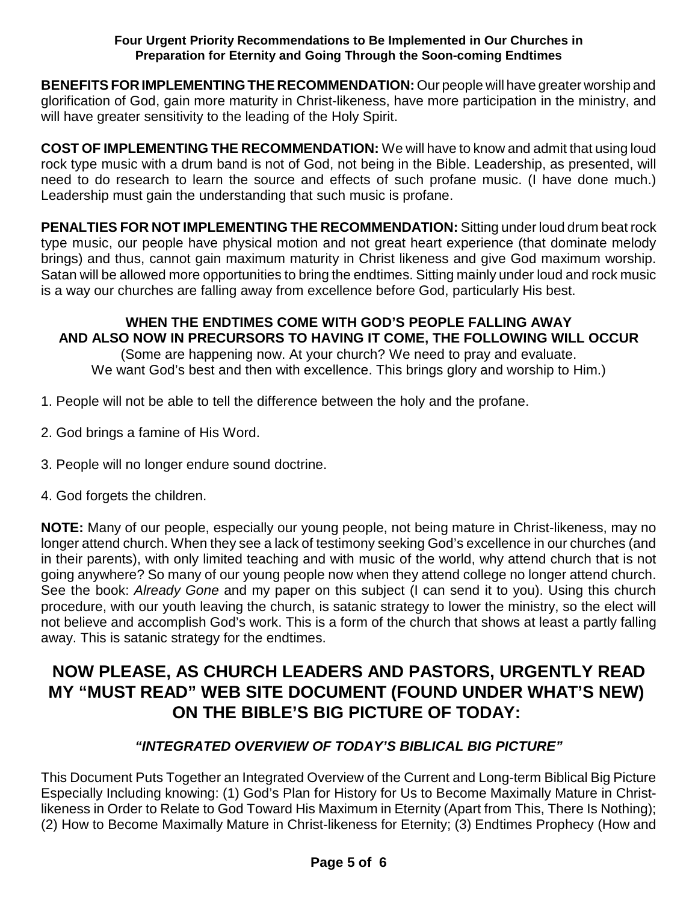**BENEFITS FOR IMPLEMENTING THE RECOMMENDATION:** Our people will have greater worship and glorification of God, gain more maturity in Christ-likeness, have more participation in the ministry, and will have greater sensitivity to the leading of the Holy Spirit.

**COST OF IMPLEMENTING THE RECOMMENDATION:** We will have to know and admit that using loud rock type music with a drum band is not of God, not being in the Bible. Leadership, as presented, will need to do research to learn the source and effects of such profane music. (I have done much.) Leadership must gain the understanding that such music is profane.

**PENALTIES FOR NOT IMPLEMENTING THE RECOMMENDATION:** Sitting under loud drum beat rock type music, our people have physical motion and not great heart experience (that dominate melody brings) and thus, cannot gain maximum maturity in Christ likeness and give God maximum worship. Satan will be allowed more opportunities to bring the endtimes. Sitting mainly under loud and rock music is a way our churches are falling away from excellence before God, particularly His best.

**WHEN THE ENDTIMES COME WITH GOD'S PEOPLE FALLING AWAY AND ALSO NOW IN PRECURSORS TO HAVING IT COME, THE FOLLOWING WILL OCCUR**

(Some are happening now. At your church? We need to pray and evaluate. We want God's best and then with excellence. This brings glory and worship to Him.)

1. People will not be able to tell the difference between the holy and the profane.

2. God brings a famine of His Word.

3. People will no longer endure sound doctrine.

4. God forgets the children.

**NOTE:** Many of our people, especially our young people, not being mature in Christ-likeness, may no longer attend church. When they see a lack of testimony seeking God's excellence in our churches (and in their parents), with only limited teaching and with music of the world, why attend church that is not going anywhere? So many of our young people now when they attend college no longer attend church. See the book: *Already Gone* and my paper on this subject (I can send it to you). Using this church procedure, with our youth leaving the church, is satanic strategy to lower the ministry, so the elect will not believe and accomplish God's work. This is a form of the church that shows at least a partly falling away. This is satanic strategy for the endtimes.

## NOW PLEASE, AS CHURCH LEADERS AND PASTORS, URGENTLY READ MY "MUST READ" WEB SITE DOCUMENT (FOUND UNDER WHAT'S NEW) ON THE BIBLE'S BIG PICTURE OF TODAY:

***"INTEGRATED OVERVIEW OF TODAY'S BIBLICAL BIG PICTURE"***

This Document Puts Together an Integrated Overview of the Current and Long-term Biblical Big Picture Especially Including knowing: (1) God's Plan for History for Us to Become Maximally Mature in Christ-likeness in Order to Relate to God Toward His Maximum in Eternity (Apart from This, There Is Nothing); (2) How to Become Maximally Mature in Christ-likeness for Eternity; (3) Endtimes Prophecy (How and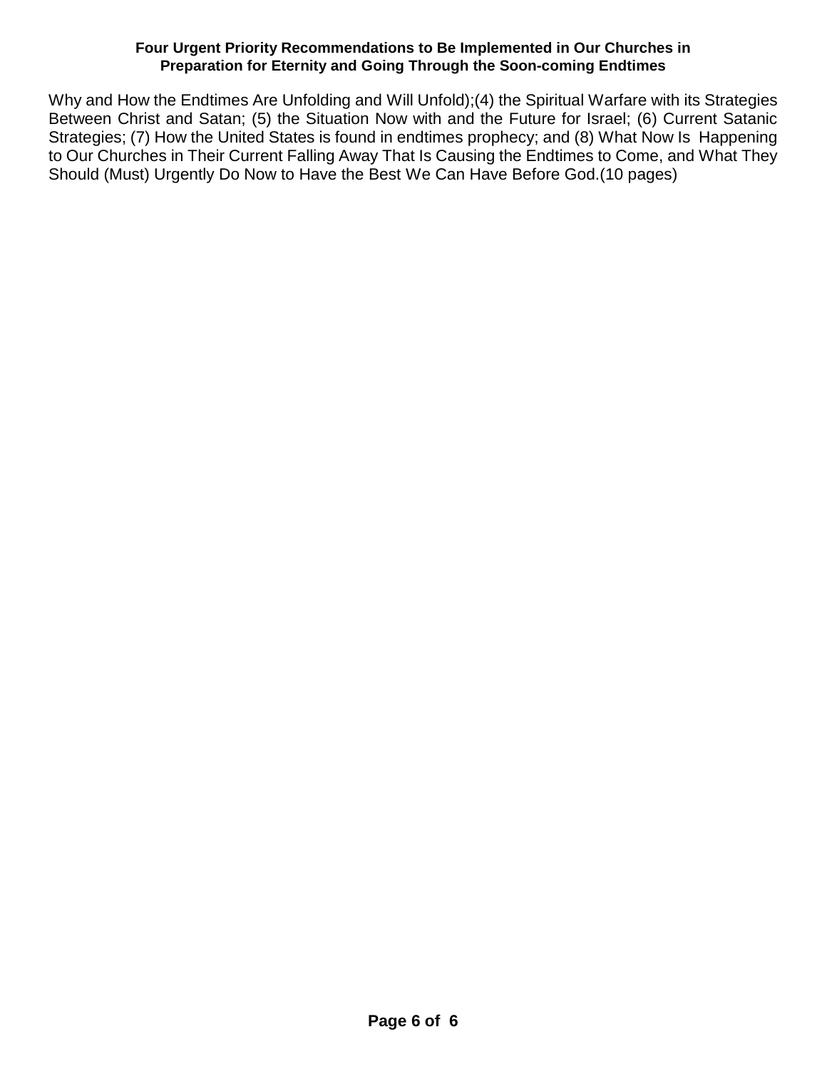Why and How the Endtimes Are Unfolding and Will Unfold);(4) the Spiritual Warfare with its Strategies Between Christ and Satan; (5) the Situation Now with and the Future for Israel; (6) Current Satanic Strategies; (7) How the United States is found in endtimes prophecy; and (8) What Now Is Happening to Our Churches in Their Current Falling Away That Is Causing the Endtimes to Come, and What They Should (Must) Urgently Do Now to Have the Best We Can Have Before God.(10 pages)